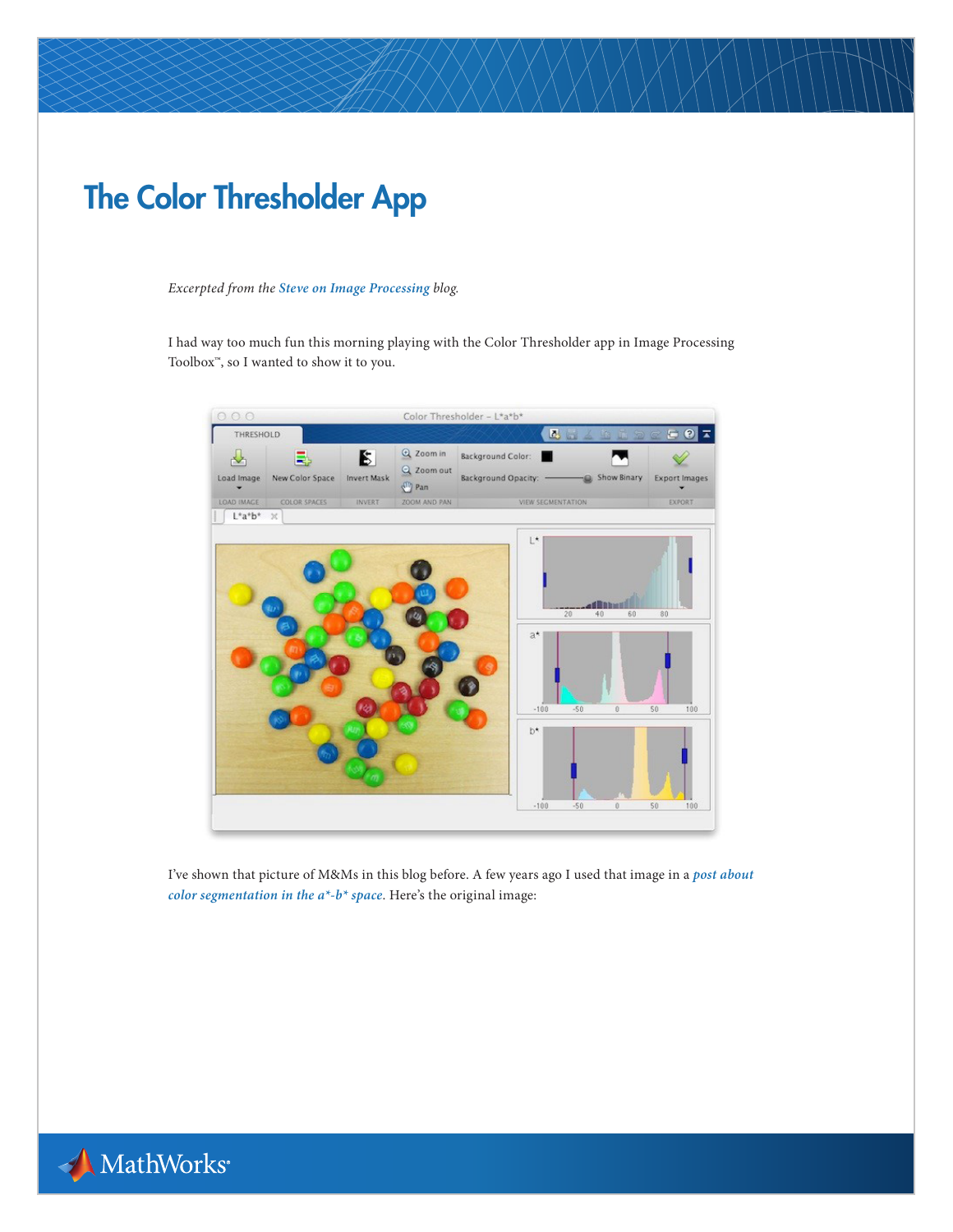# The Color Thresholder App

*Excerpted from the **Steve on Image Processing** blog.*

I had way too much fun this morning playing with the Color Thresholder app in Image Processing Toolbox™, so I wanted to show it to you.

I've shown that picture of M&Ms in this blog before. A few years ago I used that image in a ***post about color segmentation in the a\*-b\* space***. Here's the original image: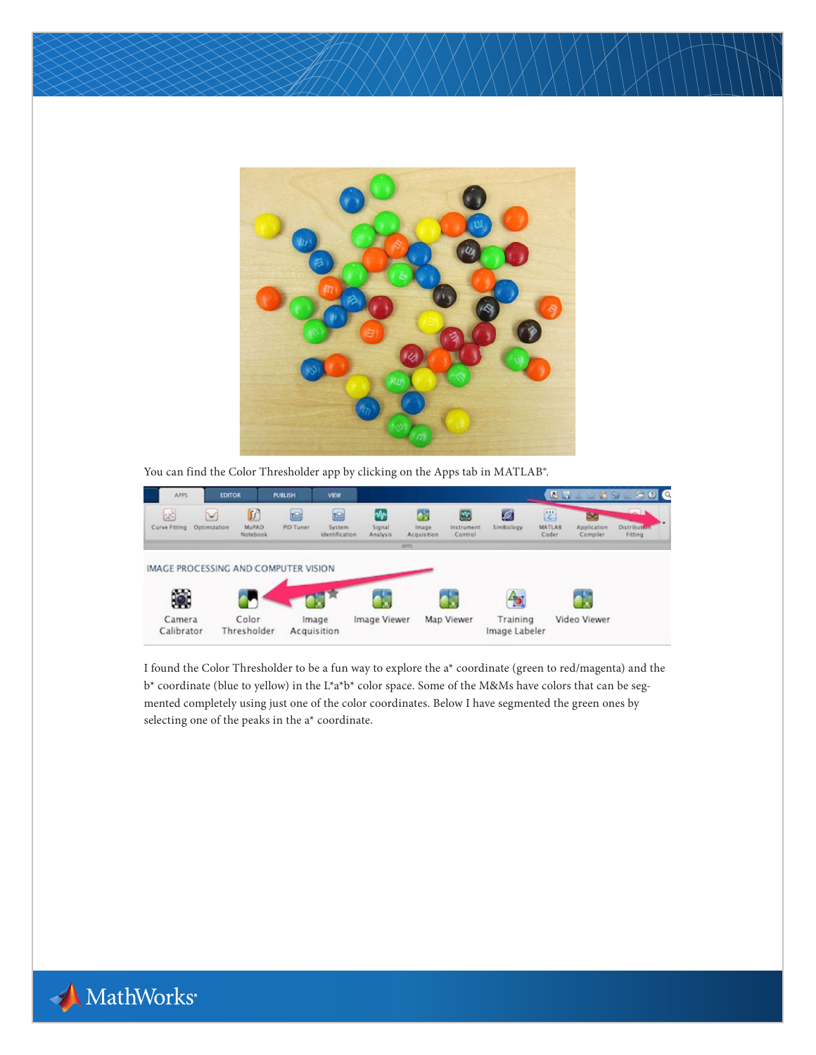You can find the Color Thresholder app by clicking on the Apps tab in MATLAB®.

I found the Color Thresholder to be a fun way to explore the a* coordinate (green to red/magenta) and the b* coordinate (blue to yellow) in the L*a*b* color space. Some of the M&Ms have colors that can be segmented completely using just one of the color coordinates. Below I have segmented the green ones by selecting one of the peaks in the a* coordinate.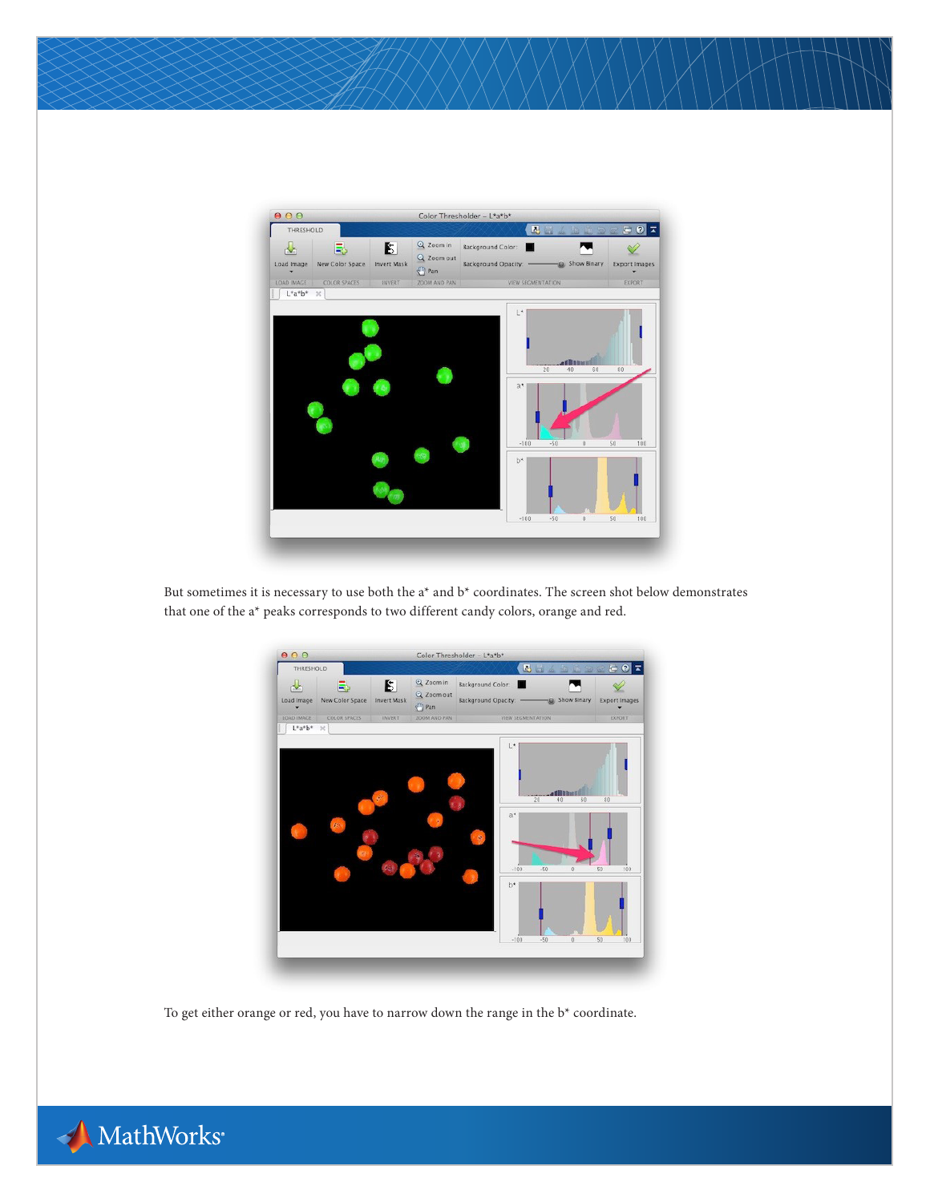But sometimes it is necessary to use both the a* and b* coordinates. The screen shot below demonstrates that one of the a* peaks corresponds to two different candy colors, orange and red.

To get either orange or red, you have to narrow down the range in the b* coordinate.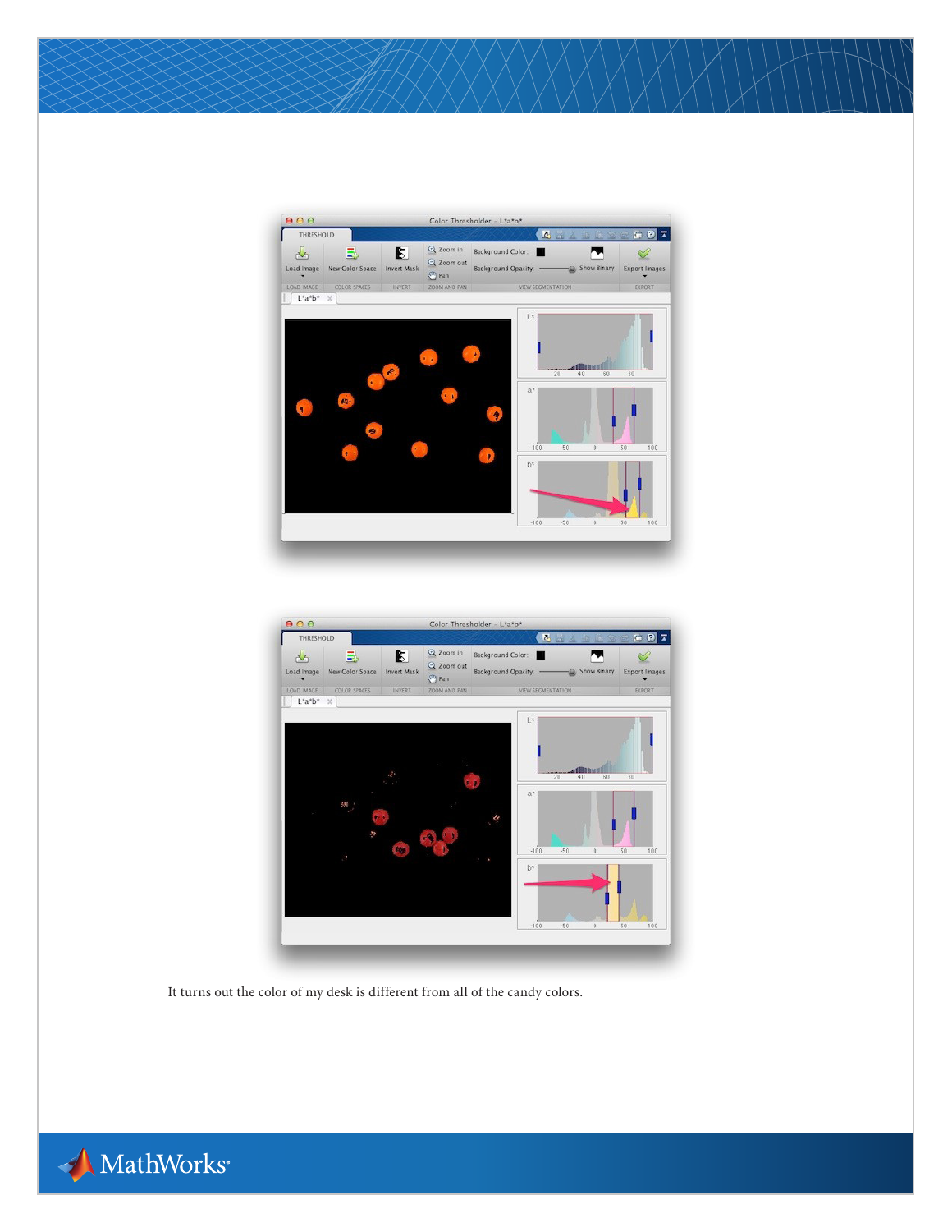It turns out the color of my desk is different from all of the candy colors.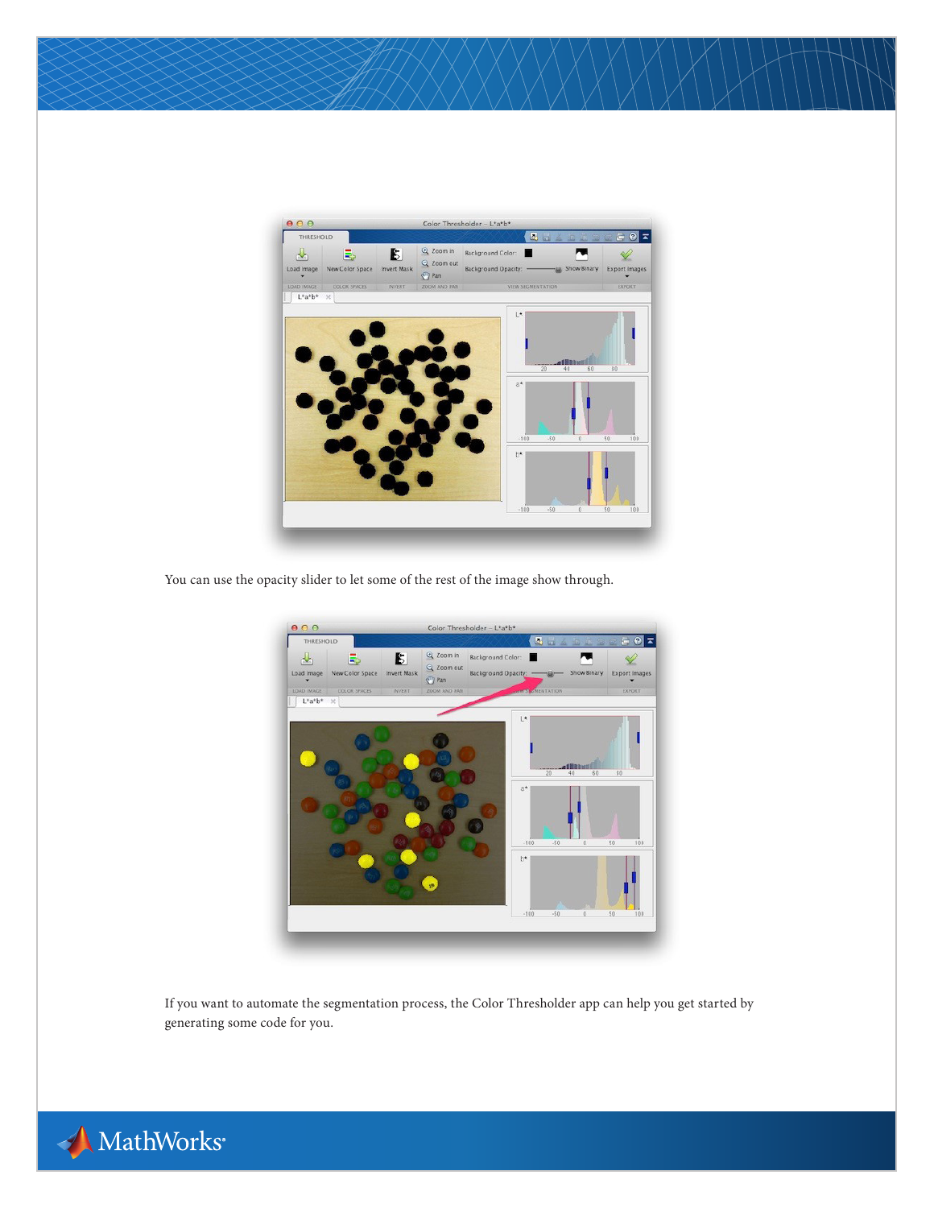You can use the opacity slider to let some of the rest of the image show through.

If you want to automate the segmentation process, the Color Thresholder app can help you get started by generating some code for you.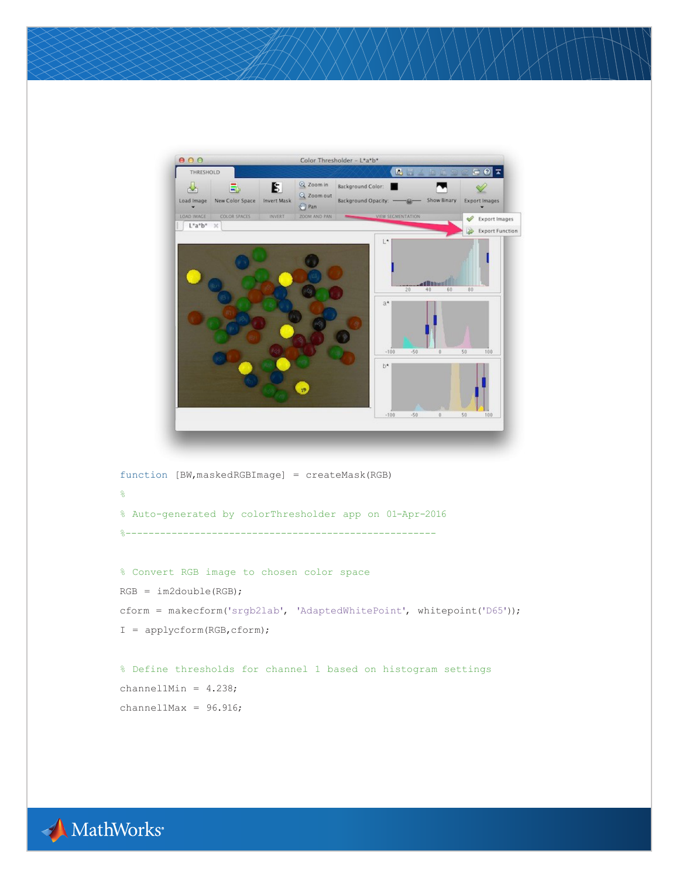```
function [BW,maskedRGBImage] = createMask(RGB)
%
% Auto-generated by colorThresholder app on 01-Apr-2016
%------------------------------------------------------

% Convert RGB image to chosen color space
RGB = im2double(RGB);
cform = makecform('srgb2lab', 'AdaptedWhitePoint', whitepoint('D65'));
I = applycform(RGB,cform);

% Define thresholds for channel 1 based on histogram settings
channel1Min = 4.238;
channel1Max = 96.916;
```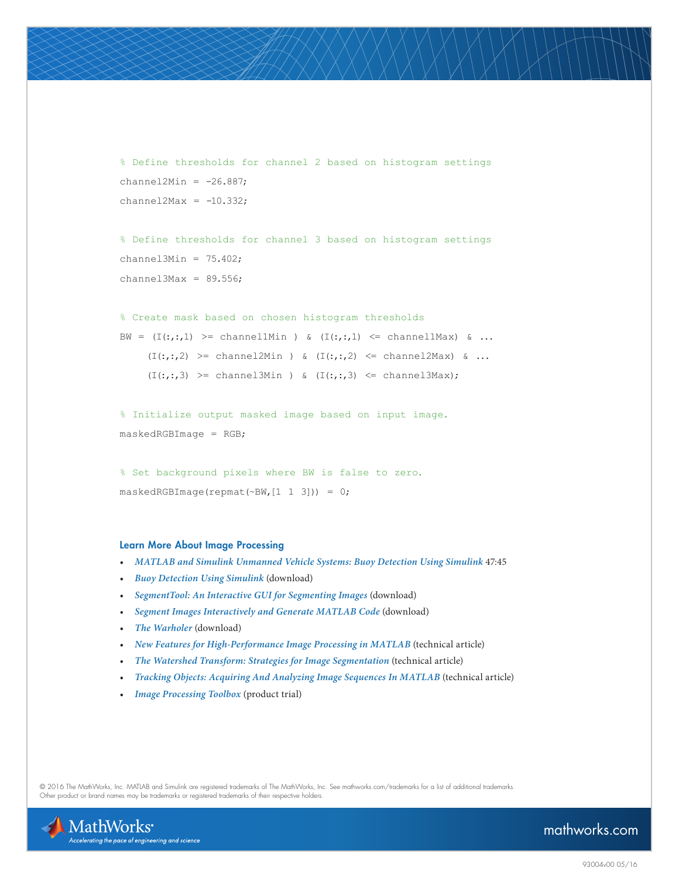```
% Define thresholds for channel 2 based on histogram settings
channel2Min = -26.887;
channel2Max = -10.332;

% Define thresholds for channel 3 based on histogram settings
channel3Min = 75.402;
channel3Max = 89.556;

% Create mask based on chosen histogram thresholds
BW = (I(:,:,1) >= channel1Min ) & (I(:,:,1) <= channel1Max) & ...
     (I(:,:,2) >= channel2Min ) & (I(:,:,2) <= channel2Max) & ...
     (I(:,:,3) >= channel3Min ) & (I(:,:,3) <= channel3Max);

% Initialize output masked image based on input image.
maskedRGBImage = RGB;

% Set background pixels where BW is false to zero.
maskedRGBImage(repmat(~BW,[1 1 3])) = 0;
```

### Learn More About Image Processing

- *MATLAB and Simulink Unmanned Vehicle Systems: Buoy Detection Using Simulink* 47:45
- *Buoy Detection Using Simulink* (download)
- *SegmentTool: An Interactive GUI for Segmenting Images* (download)
- *Segment Images Interactively and Generate MATLAB Code* (download)
- *The Warholer* (download)
- *New Features for High-Performance Image Processing in MATLAB* (technical article)
- *The Watershed Transform: Strategies for Image Segmentation* (technical article)
- *Tracking Objects: Acquiring And Analyzing Image Sequences In MATLAB* (technical article)
- *Image Processing Toolbox* (product trial)

© 2016 The MathWorks, Inc. MATLAB and Simulink are registered trademarks of The MathWorks, Inc. See mathworks.com/trademarks for a list of additional trademarks. Other product or brand names may be trademarks or registered trademarks of their respective holders.

MathWorks® — Accelerating the pace of engineering and science

mathworks.com

93004v00 05/16